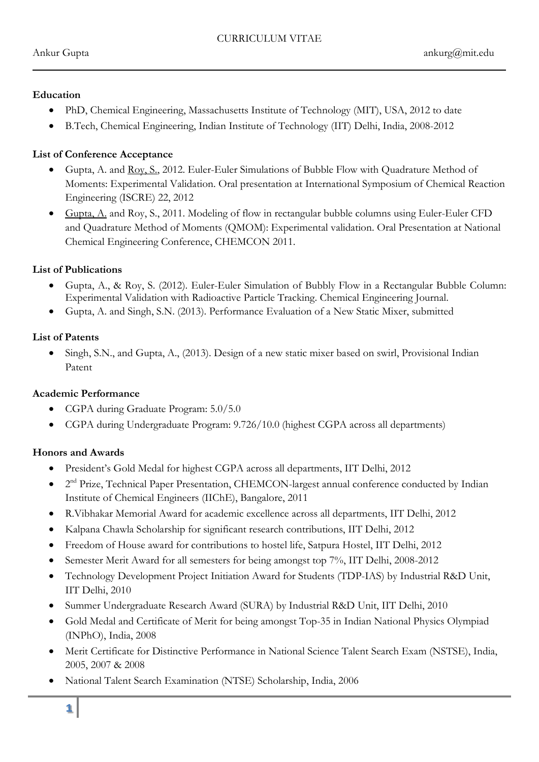CURRICULUM VITAE

Ankur Gupta ankurg@mit.edu

### Education

- PhD, Chemical Engineering, Massachusetts Institute of Technology (MIT), USA, 2012 to date
- B.Tech, Chemical Engineering, Indian Institute of Technology (IIT) Delhi, India, 2008-2012

### List of Conference Acceptance

- Gupta, A. and Roy, S., 2012. Euler-Euler Simulations of Bubble Flow with Quadrature Method of Moments: Experimental Validation. Oral presentation at International Symposium of Chemical Reaction Engineering (ISCRE) 22, 2012
- Gupta, A. and Roy, S., 2011. Modeling of flow in rectangular bubble columns using Euler-Euler CFD and Quadrature Method of Moments (QMOM): Experimental validation. Oral Presentation at National Chemical Engineering Conference, CHEMCON 2011.

### List of Publications

- Gupta, A., & Roy, S. (2012). Euler-Euler Simulation of Bubbly Flow in a Rectangular Bubble Column: Experimental Validation with Radioactive Particle Tracking. Chemical Engineering Journal.
- Gupta, A. and Singh, S.N. (2013). Performance Evaluation of a New Static Mixer, submitted

### List of Patents

- Singh, S.N., and Gupta, A., (2013). Design of a new static mixer based on swirl, Provisional Indian Patent

### Academic Performance

- CGPA during Graduate Program: 5.0/5.0
- CGPA during Undergraduate Program: 9.726/10.0 (highest CGPA across all departments)

### Honors and Awards

- President's Gold Medal for highest CGPA across all departments, IIT Delhi, 2012
- 2nd Prize, Technical Paper Presentation, CHEMCON-largest annual conference conducted by Indian Institute of Chemical Engineers (IIChE), Bangalore, 2011
- R.Vibhakar Memorial Award for academic excellence across all departments, IIT Delhi, 2012
- Kalpana Chawla Scholarship for significant research contributions, IIT Delhi, 2012
- Freedom of House award for contributions to hostel life, Satpura Hostel, IIT Delhi, 2012
- Semester Merit Award for all semesters for being amongst top 7%, IIT Delhi, 2008-2012
- Technology Development Project Initiation Award for Students (TDP-IAS) by Industrial R&D Unit, IIT Delhi, 2010
- Summer Undergraduate Research Award (SURA) by Industrial R&D Unit, IIT Delhi, 2010
- Gold Medal and Certificate of Merit for being amongst Top-35 in Indian National Physics Olympiad (INPhO), India, 2008
- Merit Certificate for Distinctive Performance in National Science Talent Search Exam (NSTSE), India, 2005, 2007 & 2008
- National Talent Search Examination (NTSE) Scholarship, India, 2006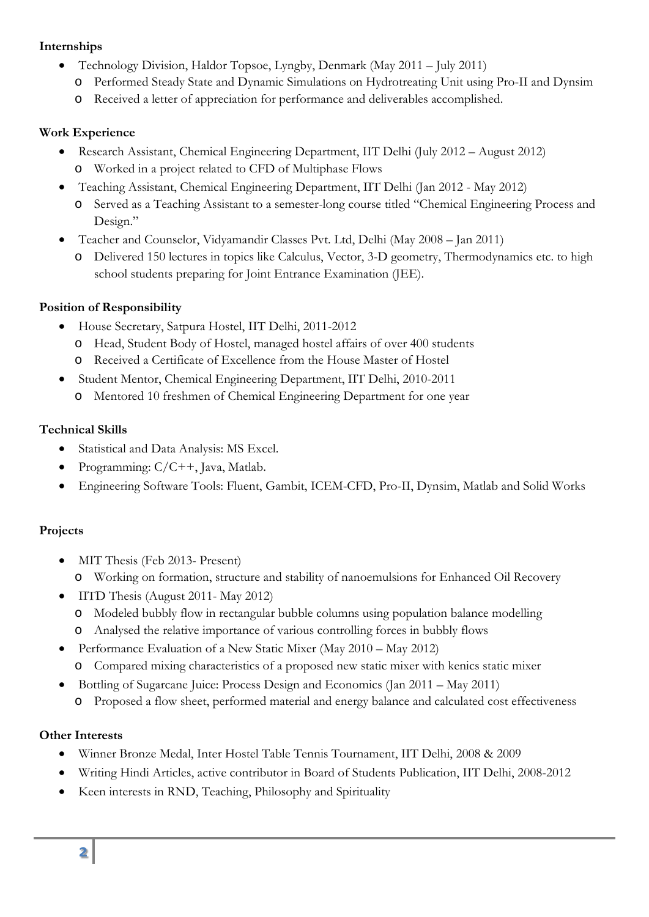## Internships

- Technology Division, Haldor Topsoe, Lyngby, Denmark (May 2011 – July 2011)
  - Performed Steady State and Dynamic Simulations on Hydrotreating Unit using Pro-II and Dynsim
  - Received a letter of appreciation for performance and deliverables accomplished.

## Work Experience

- Research Assistant, Chemical Engineering Department, IIT Delhi (July 2012 – August 2012)
  - Worked in a project related to CFD of Multiphase Flows
- Teaching Assistant, Chemical Engineering Department, IIT Delhi (Jan 2012 - May 2012)
  - Served as a Teaching Assistant to a semester-long course titled "Chemical Engineering Process and Design."
- Teacher and Counselor, Vidyamandir Classes Pvt. Ltd, Delhi (May 2008 – Jan 2011)
  - Delivered 150 lectures in topics like Calculus, Vector, 3-D geometry, Thermodynamics etc. to high school students preparing for Joint Entrance Examination (JEE).

## Position of Responsibility

- House Secretary, Satpura Hostel, IIT Delhi, 2011-2012
  - Head, Student Body of Hostel, managed hostel affairs of over 400 students
  - Received a Certificate of Excellence from the House Master of Hostel
- Student Mentor, Chemical Engineering Department, IIT Delhi, 2010-2011
  - Mentored 10 freshmen of Chemical Engineering Department for one year

## Technical Skills

- Statistical and Data Analysis: MS Excel.
- Programming: C/C++, Java, Matlab.
- Engineering Software Tools: Fluent, Gambit, ICEM-CFD, Pro-II, Dynsim, Matlab and Solid Works

## Projects

- MIT Thesis (Feb 2013- Present)
  - Working on formation, structure and stability of nanoemulsions for Enhanced Oil Recovery
- IITD Thesis (August 2011- May 2012)
  - Modeled bubbly flow in rectangular bubble columns using population balance modelling
  - Analysed the relative importance of various controlling forces in bubbly flows
- Performance Evaluation of a New Static Mixer (May 2010 – May 2012)
  - Compared mixing characteristics of a proposed new static mixer with kenics static mixer
- Bottling of Sugarcane Juice: Process Design and Economics (Jan 2011 – May 2011)
  - Proposed a flow sheet, performed material and energy balance and calculated cost effectiveness

## Other Interests

- Winner Bronze Medal, Inter Hostel Table Tennis Tournament, IIT Delhi, 2008 & 2009
- Writing Hindi Articles, active contributor in Board of Students Publication, IIT Delhi, 2008-2012
- Keen interests in RND, Teaching, Philosophy and Spirituality